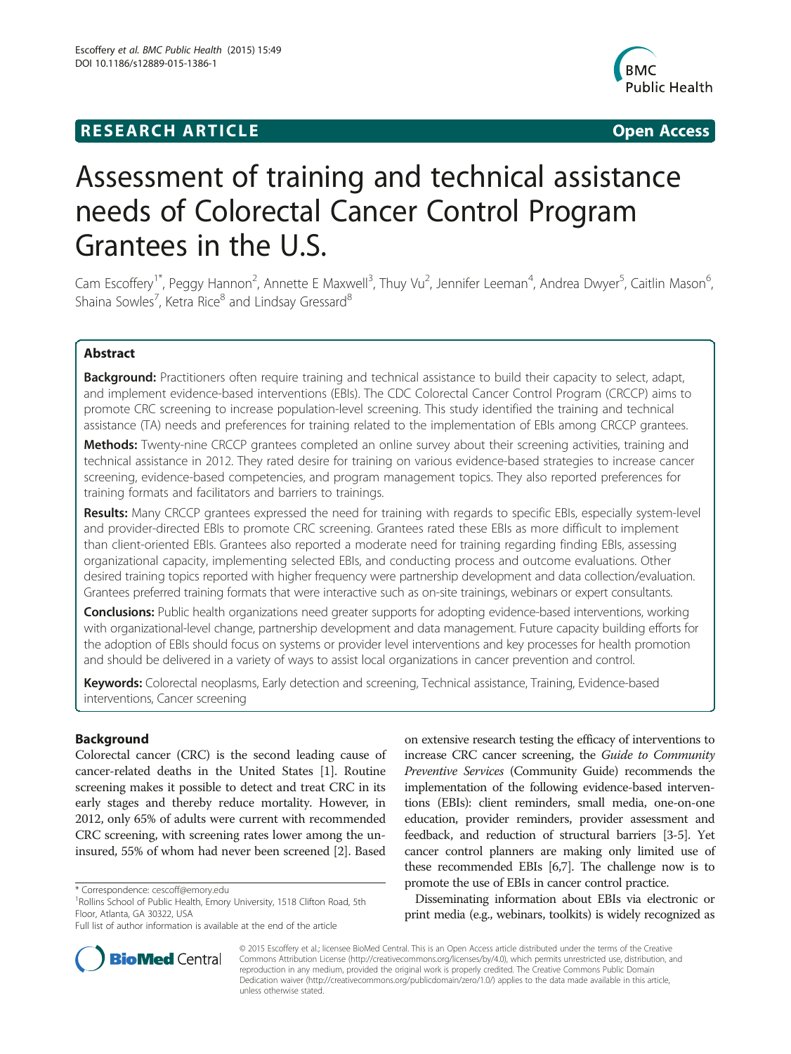**RESEARCH ARTICLE** **Open Access**

# Assessment of training and technical assistance needs of Colorectal Cancer Control Program Grantees in the U.S.

Cam Escoffery[1*], Peggy Hannon[2], Annette E Maxwell[3], Thuy Vu[2], Jennifer Leeman[4], Andrea Dwyer[5], Caitlin Mason[6], Shaina Sowles[7], Ketra Rice[8] and Lindsay Gressard[8]

## Abstract

**Background:** Practitioners often require training and technical assistance to build their capacity to select, adapt, and implement evidence-based interventions (EBIs). The CDC Colorectal Cancer Control Program (CRCCP) aims to promote CRC screening to increase population-level screening. This study identified the training and technical assistance (TA) needs and preferences for training related to the implementation of EBIs among CRCCP grantees.

**Methods:** Twenty-nine CRCCP grantees completed an online survey about their screening activities, training and technical assistance in 2012. They rated desire for training on various evidence-based strategies to increase cancer screening, evidence-based competencies, and program management topics. They also reported preferences for training formats and facilitators and barriers to trainings.

**Results:** Many CRCCP grantees expressed the need for training with regards to specific EBIs, especially system-level and provider-directed EBIs to promote CRC screening. Grantees rated these EBIs as more difficult to implement than client-oriented EBIs. Grantees also reported a moderate need for training regarding finding EBIs, assessing organizational capacity, implementing selected EBIs, and conducting process and outcome evaluations. Other desired training topics reported with higher frequency were partnership development and data collection/evaluation. Grantees preferred training formats that were interactive such as on-site trainings, webinars or expert consultants.

**Conclusions:** Public health organizations need greater supports for adopting evidence-based interventions, working with organizational-level change, partnership development and data management. Future capacity building efforts for the adoption of EBIs should focus on systems or provider level interventions and key processes for health promotion and should be delivered in a variety of ways to assist local organizations in cancer prevention and control.

**Keywords:** Colorectal neoplasms, Early detection and screening, Technical assistance, Training, Evidence-based interventions, Cancer screening

## Background

Colorectal cancer (CRC) is the second leading cause of cancer-related deaths in the United States [1]. Routine screening makes it possible to detect and treat CRC in its early stages and thereby reduce mortality. However, in 2012, only 65% of adults were current with recommended CRC screening, with screening rates lower among the uninsured, 55% of whom had never been screened [2]. Based on extensive research testing the efficacy of interventions to increase CRC cancer screening, the *Guide to Community Preventive Services* (Community Guide) recommends the implementation of the following evidence-based interventions (EBIs): client reminders, small media, one-on-one education, provider reminders, provider assessment and feedback, and reduction of structural barriers [3-5]. Yet cancer control planners are making only limited use of these recommended EBIs [6,7]. The challenge now is to promote the use of EBIs in cancer control practice.

Disseminating information about EBIs via electronic or print media (e.g., webinars, toolkits) is widely recognized as

\* Correspondence: cescoff@emory.edu
[1]Rollins School of Public Health, Emory University, 1518 Clifton Road, 5th Floor, Atlanta, GA 30322, USA
Full list of author information is available at the end of the article

© 2015 Escoffery et al.; licensee BioMed Central. This is an Open Access article distributed under the terms of the Creative Commons Attribution License (http://creativecommons.org/licenses/by/4.0), which permits unrestricted use, distribution, and reproduction in any medium, provided the original work is properly credited. The Creative Commons Public Domain Dedication waiver (http://creativecommons.org/publicdomain/zero/1.0/) applies to the data made available in this article, unless otherwise stated.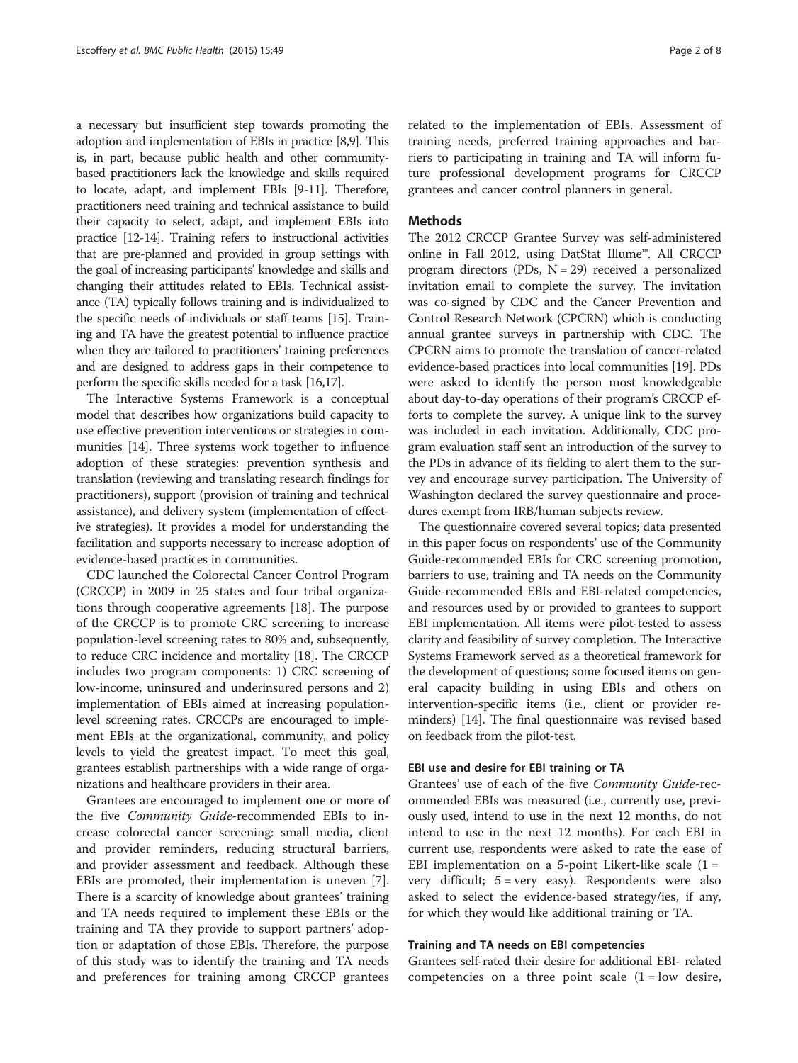a necessary but insufficient step towards promoting the adoption and implementation of EBIs in practice [8,9]. This is, in part, because public health and other community-based practitioners lack the knowledge and skills required to locate, adapt, and implement EBIs [9-11]. Therefore, practitioners need training and technical assistance to build their capacity to select, adapt, and implement EBIs into practice [12-14]. Training refers to instructional activities that are pre-planned and provided in group settings with the goal of increasing participants' knowledge and skills and changing their attitudes related to EBIs. Technical assistance (TA) typically follows training and is individualized to the specific needs of individuals or staff teams [15]. Training and TA have the greatest potential to influence practice when they are tailored to practitioners' training preferences and are designed to address gaps in their competence to perform the specific skills needed for a task [16,17].

The Interactive Systems Framework is a conceptual model that describes how organizations build capacity to use effective prevention interventions or strategies in communities [14]. Three systems work together to influence adoption of these strategies: prevention synthesis and translation (reviewing and translating research findings for practitioners), support (provision of training and technical assistance), and delivery system (implementation of effective strategies). It provides a model for understanding the facilitation and supports necessary to increase adoption of evidence-based practices in communities.

CDC launched the Colorectal Cancer Control Program (CRCCP) in 2009 in 25 states and four tribal organizations through cooperative agreements [18]. The purpose of the CRCCP is to promote CRC screening to increase population-level screening rates to 80% and, subsequently, to reduce CRC incidence and mortality [18]. The CRCCP includes two program components: 1) CRC screening of low-income, uninsured and underinsured persons and 2) implementation of EBIs aimed at increasing population-level screening rates. CRCCPs are encouraged to implement EBIs at the organizational, community, and policy levels to yield the greatest impact. To meet this goal, grantees establish partnerships with a wide range of organizations and healthcare providers in their area.

Grantees are encouraged to implement one or more of the five *Community Guide*-recommended EBIs to increase colorectal cancer screening: small media, client and provider reminders, reducing structural barriers, and provider assessment and feedback. Although these EBIs are promoted, their implementation is uneven [7]. There is a scarcity of knowledge about grantees' training and TA needs required to implement these EBIs or the training and TA they provide to support partners' adoption or adaptation of those EBIs. Therefore, the purpose of this study was to identify the training and TA needs and preferences for training among CRCCP grantees related to the implementation of EBIs. Assessment of training needs, preferred training approaches and barriers to participating in training and TA will inform future professional development programs for CRCCP grantees and cancer control planners in general.

## Methods

The 2012 CRCCP Grantee Survey was self-administered online in Fall 2012, using DatStat Illume™. All CRCCP program directors (PDs, N = 29) received a personalized invitation email to complete the survey. The invitation was co-signed by CDC and the Cancer Prevention and Control Research Network (CPCRN) which is conducting annual grantee surveys in partnership with CDC. The CPCRN aims to promote the translation of cancer-related evidence-based practices into local communities [19]. PDs were asked to identify the person most knowledgeable about day-to-day operations of their program's CRCCP efforts to complete the survey. A unique link to the survey was included in each invitation. Additionally, CDC program evaluation staff sent an introduction of the survey to the PDs in advance of its fielding to alert them to the survey and encourage survey participation. The University of Washington declared the survey questionnaire and procedures exempt from IRB/human subjects review.

The questionnaire covered several topics; data presented in this paper focus on respondents' use of the Community Guide-recommended EBIs for CRC screening promotion, barriers to use, training and TA needs on the Community Guide-recommended EBIs and EBI-related competencies, and resources used by or provided to grantees to support EBI implementation. All items were pilot-tested to assess clarity and feasibility of survey completion. The Interactive Systems Framework served as a theoretical framework for the development of questions; some focused items on general capacity building in using EBIs and others on intervention-specific items (i.e., client or provider reminders) [14]. The final questionnaire was revised based on feedback from the pilot-test.

### EBI use and desire for EBI training or TA

Grantees' use of each of the five *Community Guide*-recommended EBIs was measured (i.e., currently use, previously used, intend to use in the next 12 months, do not intend to use in the next 12 months). For each EBI in current use, respondents were asked to rate the ease of EBI implementation on a 5-point Likert-like scale (1 = very difficult; 5 = very easy). Respondents were also asked to select the evidence-based strategy/ies, if any, for which they would like additional training or TA.

### Training and TA needs on EBI competencies

Grantees self-rated their desire for additional EBI- related competencies on a three point scale (1 = low desire,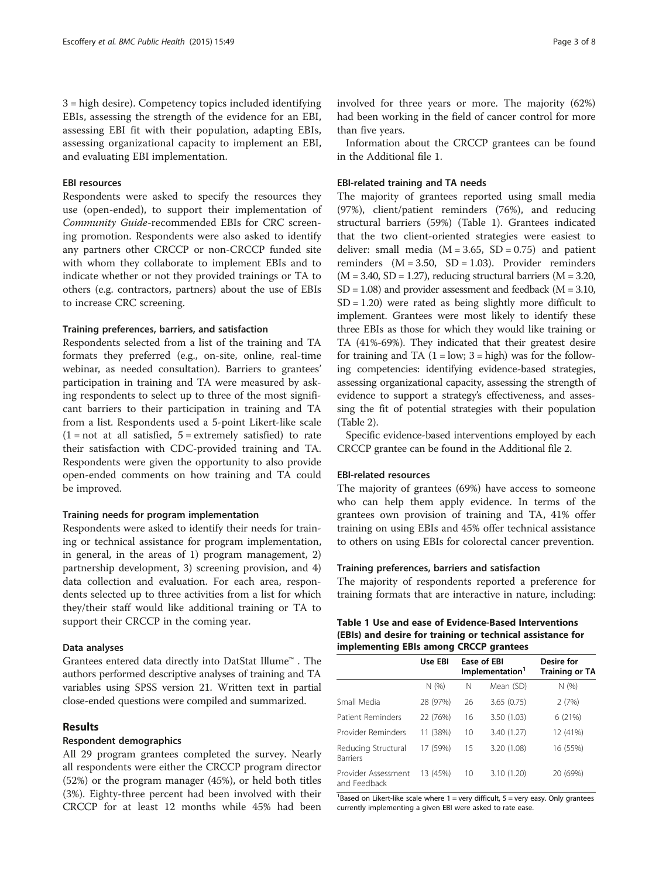3 = high desire). Competency topics included identifying EBIs, assessing the strength of the evidence for an EBI, assessing EBI fit with their population, adapting EBIs, assessing organizational capacity to implement an EBI, and evaluating EBI implementation.

#### EBI resources

Respondents were asked to specify the resources they use (open-ended), to support their implementation of *Community Guide*-recommended EBIs for CRC screening promotion. Respondents were also asked to identify any partners other CRCCP or non-CRCCP funded site with whom they collaborate to implement EBIs and to indicate whether or not they provided trainings or TA to others (e.g. contractors, partners) about the use of EBIs to increase CRC screening.

#### Training preferences, barriers, and satisfaction

Respondents selected from a list of the training and TA formats they preferred (e.g., on-site, online, real-time webinar, as needed consultation). Barriers to grantees' participation in training and TA were measured by asking respondents to select up to three of the most significant barriers to their participation in training and TA from a list. Respondents used a 5-point Likert-like scale (1 = not at all satisfied, 5 = extremely satisfied) to rate their satisfaction with CDC-provided training and TA. Respondents were given the opportunity to also provide open-ended comments on how training and TA could be improved.

#### Training needs for program implementation

Respondents were asked to identify their needs for training or technical assistance for program implementation, in general, in the areas of 1) program management, 2) partnership development, 3) screening provision, and 4) data collection and evaluation. For each area, respondents selected up to three activities from a list for which they/their staff would like additional training or TA to support their CRCCP in the coming year.

#### Data analyses

Grantees entered data directly into DatStat Illume™ . The authors performed descriptive analyses of training and TA variables using SPSS version 21. Written text in partial close-ended questions were compiled and summarized.

## Results

### Respondent demographics

All 29 program grantees completed the survey. Nearly all respondents were either the CRCCP program director (52%) or the program manager (45%), or held both titles (3%). Eighty-three percent had been involved with their CRCCP for at least 12 months while 45% had been involved for three years or more. The majority (62%) had been working in the field of cancer control for more than five years.

Information about the CRCCP grantees can be found in the Additional file 1.

#### EBI-related training and TA needs

The majority of grantees reported using small media (97%), client/patient reminders (76%), and reducing structural barriers (59%) (Table 1). Grantees indicated that the two client-oriented strategies were easiest to deliver: small media (M = 3.65, SD = 0.75) and patient reminders (M = 3.50, SD = 1.03). Provider reminders (M = 3.40, SD = 1.27), reducing structural barriers (M = 3.20, SD = 1.08) and provider assessment and feedback (M = 3.10, SD = 1.20) were rated as being slightly more difficult to implement. Grantees were most likely to identify these three EBIs as those for which they would like training or TA (41%-69%). They indicated that their greatest desire for training and TA (1 = low; 3 = high) was for the following competencies: identifying evidence-based strategies, assessing organizational capacity, assessing the strength of evidence to support a strategy's effectiveness, and assessing the fit of potential strategies with their population (Table 2).

Specific evidence-based interventions employed by each CRCCP grantee can be found in the Additional file 2.

#### EBI-related resources

The majority of grantees (69%) have access to someone who can help them apply evidence. In terms of the grantees own provision of training and TA, 41% offer training on using EBIs and 45% offer technical assistance to others on using EBIs for colorectal cancer prevention.

#### Training preferences, barriers and satisfaction

The majority of respondents reported a preference for training formats that are interactive in nature, including:

**Table 1 Use and ease of Evidence-Based Interventions (EBIs) and desire for training or technical assistance for implementing EBIs among CRCCP grantees**

| | Use EBI | Ease of EBI Implementation[1] | | Desire for Training or TA |
|---|---|---|---|---|
| | N (%) | N | Mean (SD) | N (%) |
| Small Media | 28 (97%) | 26 | 3.65 (0.75) | 2 (7%) |
| Patient Reminders | 22 (76%) | 16 | 3.50 (1.03) | 6 (21%) |
| Provider Reminders | 11 (38%) | 10 | 3.40 (1.27) | 12 (41%) |
| Reducing Structural Barriers | 17 (59%) | 15 | 3.20 (1.08) | 16 (55%) |
| Provider Assessment and Feedback | 13 (45%) | 10 | 3.10 (1.20) | 20 (69%) |

[1]Based on Likert-like scale where 1 = very difficult, 5 = very easy. Only grantees currently implementing a given EBI were asked to rate ease.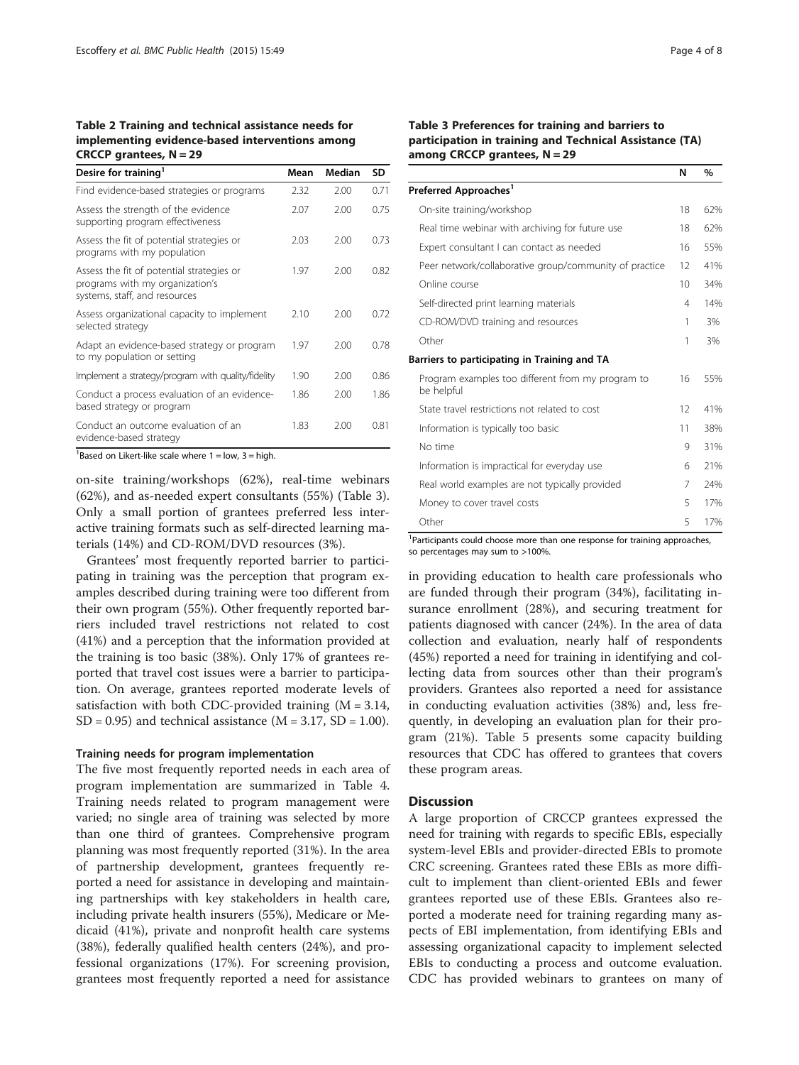**Table 2 Training and technical assistance needs for implementing evidence-based interventions among CRCCP grantees, N = 29**

| Desire for training[1] | Mean | Median | SD |
|---|---|---|---|
| Find evidence-based strategies or programs | 2.32 | 2.00 | 0.71 |
| Assess the strength of the evidence supporting program effectiveness | 2.07 | 2.00 | 0.75 |
| Assess the fit of potential strategies or programs with my population | 2.03 | 2.00 | 0.73 |
| Assess the fit of potential strategies or programs with my organization's systems, staff, and resources | 1.97 | 2.00 | 0.82 |
| Assess organizational capacity to implement selected strategy | 2.10 | 2.00 | 0.72 |
| Adapt an evidence-based strategy or program to my population or setting | 1.97 | 2.00 | 0.78 |
| Implement a strategy/program with quality/fidelity | 1.90 | 2.00 | 0.86 |
| Conduct a process evaluation of an evidence-based strategy or program | 1.86 | 2.00 | 1.86 |
| Conduct an outcome evaluation of an evidence-based strategy | 1.83 | 2.00 | 0.81 |

[1]Based on Likert-like scale where 1 = low, 3 = high.

on-site training/workshops (62%), real-time webinars (62%), and as-needed expert consultants (55%) (Table 3). Only a small portion of grantees preferred less interactive training formats such as self-directed learning materials (14%) and CD-ROM/DVD resources (3%).

Grantees' most frequently reported barrier to participating in training was the perception that program examples described during training were too different from their own program (55%). Other frequently reported barriers included travel restrictions not related to cost (41%) and a perception that the information provided at the training is too basic (38%). Only 17% of grantees reported that travel cost issues were a barrier to participation. On average, grantees reported moderate levels of satisfaction with both CDC-provided training (M = 3.14, SD = 0.95) and technical assistance (M = 3.17, SD = 1.00).

### Training needs for program implementation

The five most frequently reported needs in each area of program implementation are summarized in Table 4. Training needs related to program management were varied; no single area of training was selected by more than one third of grantees. Comprehensive program planning was most frequently reported (31%). In the area of partnership development, grantees frequently reported a need for assistance in developing and maintaining partnerships with key stakeholders in health care, including private health insurers (55%), Medicare or Medicaid (41%), private and nonprofit health care systems (38%), federally qualified health centers (24%), and professional organizations (17%). For screening provision, grantees most frequently reported a need for assistance

**Table 3 Preferences for training and barriers to participation in training and Technical Assistance (TA) among CRCCP grantees, N = 29**

| | N | % |
|---|---|---|
| **Preferred Approaches[1]** | | |
| On-site training/workshop | 18 | 62% |
| Real time webinar with archiving for future use | 18 | 62% |
| Expert consultant I can contact as needed | 16 | 55% |
| Peer network/collaborative group/community of practice | 12 | 41% |
| Online course | 10 | 34% |
| Self-directed print learning materials | 4 | 14% |
| CD-ROM/DVD training and resources | 1 | 3% |
| Other | 1 | 3% |
| **Barriers to participating in Training and TA** | | |
| Program examples too different from my program to be helpful | 16 | 55% |
| State travel restrictions not related to cost | 12 | 41% |
| Information is typically too basic | 11 | 38% |
| No time | 9 | 31% |
| Information is impractical for everyday use | 6 | 21% |
| Real world examples are not typically provided | 7 | 24% |
| Money to cover travel costs | 5 | 17% |
| Other | 5 | 17% |

[1]Participants could choose more than one response for training approaches, so percentages may sum to >100%.

in providing education to health care professionals who are funded through their program (34%), facilitating insurance enrollment (28%), and securing treatment for patients diagnosed with cancer (24%). In the area of data collection and evaluation, nearly half of respondents (45%) reported a need for training in identifying and collecting data from sources other than their program's providers. Grantees also reported a need for assistance in conducting evaluation activities (38%) and, less frequently, in developing an evaluation plan for their program (21%). Table 5 presents some capacity building resources that CDC has offered to grantees that covers these program areas.

## Discussion

A large proportion of CRCCP grantees expressed the need for training with regards to specific EBIs, especially system-level EBIs and provider-directed EBIs to promote CRC screening. Grantees rated these EBIs as more difficult to implement than client-oriented EBIs and fewer grantees reported use of these EBIs. Grantees also reported a moderate need for training regarding many aspects of EBI implementation, from identifying EBIs and assessing organizational capacity to implement selected EBIs to conducting a process and outcome evaluation. CDC has provided webinars to grantees on many of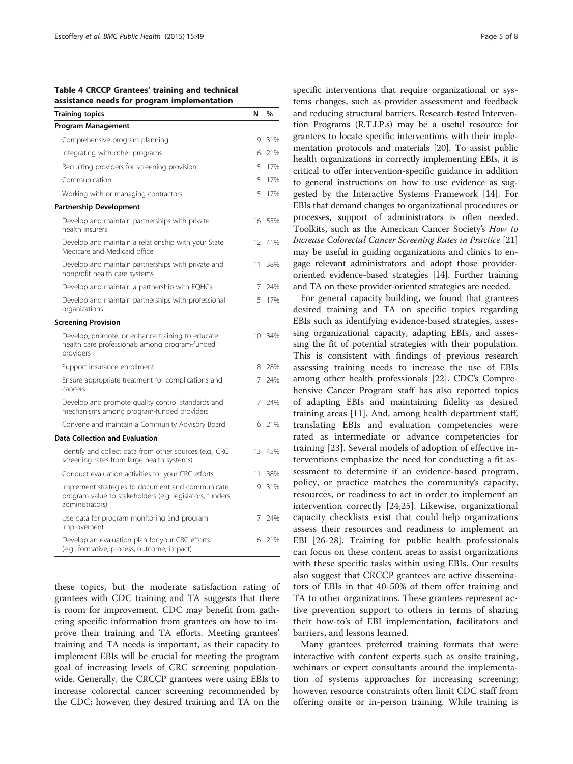**Table 4 CRCCP Grantees' training and technical assistance needs for program implementation**

| Training topics | N | % |
|---|---|---|
| **Program Management** | | |
| Comprehensive program planning | 9 | 31% |
| Integrating with other programs | 6 | 21% |
| Recruiting providers for screening provision | 5 | 17% |
| Communication | 5 | 17% |
| Working with or managing contractors | 5 | 17% |
| **Partnership Development** | | |
| Develop and maintain partnerships with private health insurers | 16 | 55% |
| Develop and maintain a relationship with your State Medicare and Medicaid office | 12 | 41% |
| Develop and maintain partnerships with private and nonprofit health care systems | 11 | 38% |
| Develop and maintain a partnership with FQHCs | 7 | 24% |
| Develop and maintain partnerships with professional organizations | 5 | 17% |
| **Screening Provision** | | |
| Develop, promote, or enhance training to educate health care professionals among program-funded providers | 10 | 34% |
| Support insurance enrollment | 8 | 28% |
| Ensure appropriate treatment for complications and cancers | 7 | 24% |
| Develop and promote quality control standards and mechanisms among program-funded providers | 7 | 24% |
| Convene and maintain a Community Advisory Board | 6 | 21% |
| **Data Collection and Evaluation** | | |
| Identify and collect data from other sources (e.g., CRC screening rates from large health systems) | 13 | 45% |
| Conduct evaluation activities for your CRC efforts | 11 | 38% |
| Implement strategies to document and communicate program value to stakeholders (e.g. legislators, funders, administrators) | 9 | 31% |
| Use data for program monitoring and program improvement | 7 | 24% |
| Develop an evaluation plan for your CRC efforts (e.g., formative, process, outcome, impact) | 6 | 21% |

these topics, but the moderate satisfaction rating of grantees with CDC training and TA suggests that there is room for improvement. CDC may benefit from gathering specific information from grantees on how to improve their training and TA efforts. Meeting grantees' training and TA needs is important, as their capacity to implement EBIs will be crucial for meeting the program goal of increasing levels of CRC screening population-wide. Generally, the CRCCP grantees were using EBIs to increase colorectal cancer screening recommended by the CDC; however, they desired training and TA on the specific interventions that require organizational or systems changes, such as provider assessment and feedback and reducing structural barriers. Research-tested Intervention Programs (R.T.I.P.s) may be a useful resource for grantees to locate specific interventions with their implementation protocols and materials [20]. To assist public health organizations in correctly implementing EBIs, it is critical to offer intervention-specific guidance in addition to general instructions on how to use evidence as suggested by the Interactive Systems Framework [14]. For EBIs that demand changes to organizational procedures or processes, support of administrators is often needed. Toolkits, such as the American Cancer Society's *How to Increase Colorectal Cancer Screening Rates in Practice* [21] may be useful in guiding organizations and clinics to engage relevant administrators and adopt those provider-oriented evidence-based strategies [14]. Further training and TA on these provider-oriented strategies are needed.

For general capacity building, we found that grantees desired training and TA on specific topics regarding EBIs such as identifying evidence-based strategies, assessing organizational capacity, adapting EBIs, and assessing the fit of potential strategies with their population. This is consistent with findings of previous research assessing training needs to increase the use of EBIs among other health professionals [22]. CDC's Comprehensive Cancer Program staff has also reported topics of adapting EBIs and maintaining fidelity as desired training areas [11]. And, among health department staff, translating EBIs and evaluation competencies were rated as intermediate or advance competencies for training [23]. Several models of adoption of effective interventions emphasize the need for conducting a fit assessment to determine if an evidence-based program, policy, or practice matches the community's capacity, resources, or readiness to act in order to implement an intervention correctly [24,25]. Likewise, organizational capacity checklists exist that could help organizations assess their resources and readiness to implement an EBI [26-28]. Training for public health professionals can focus on these content areas to assist organizations with these specific tasks within using EBIs. Our results also suggest that CRCCP grantees are active disseminators of EBIs in that 40-50% of them offer training and TA to other organizations. These grantees represent active prevention support to others in terms of sharing their how-to's of EBI implementation, facilitators and barriers, and lessons learned.

Many grantees preferred training formats that were interactive with content experts such as onsite training, webinars or expert consultants around the implementation of systems approaches for increasing screening; however, resource constraints often limit CDC staff from offering onsite or in-person training. While training is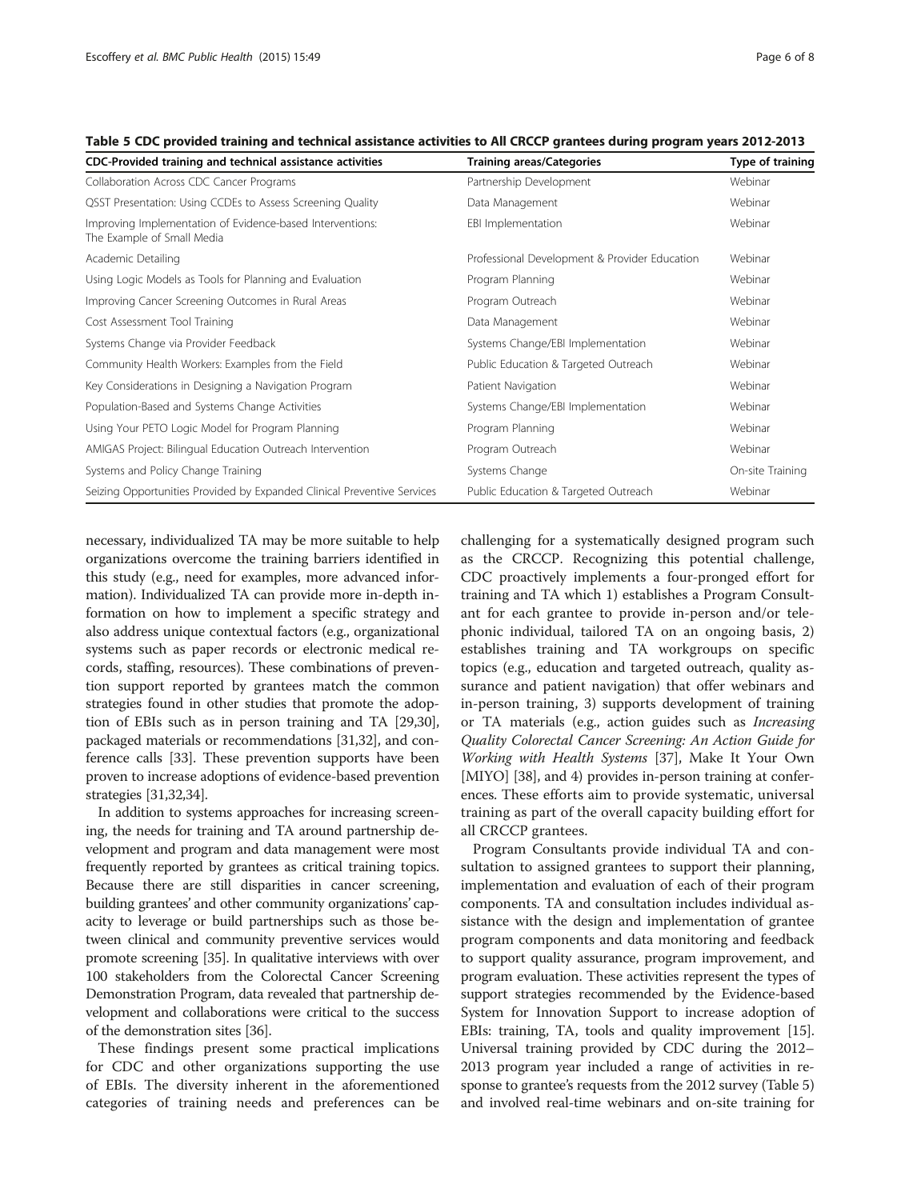**Table 5 CDC provided training and technical assistance activities to All CRCCP grantees during program years 2012-2013**

| CDC-Provided training and technical assistance activities | Training areas/Categories | Type of training |
| --- | --- | --- |
| Collaboration Across CDC Cancer Programs | Partnership Development | Webinar |
| QSST Presentation: Using CCDEs to Assess Screening Quality | Data Management | Webinar |
| Improving Implementation of Evidence-based Interventions: The Example of Small Media | EBI Implementation | Webinar |
| Academic Detailing | Professional Development & Provider Education | Webinar |
| Using Logic Models as Tools for Planning and Evaluation | Program Planning | Webinar |
| Improving Cancer Screening Outcomes in Rural Areas | Program Outreach | Webinar |
| Cost Assessment Tool Training | Data Management | Webinar |
| Systems Change via Provider Feedback | Systems Change/EBI Implementation | Webinar |
| Community Health Workers: Examples from the Field | Public Education & Targeted Outreach | Webinar |
| Key Considerations in Designing a Navigation Program | Patient Navigation | Webinar |
| Population-Based and Systems Change Activities | Systems Change/EBI Implementation | Webinar |
| Using Your PETO Logic Model for Program Planning | Program Planning | Webinar |
| AMIGAS Project: Bilingual Education Outreach Intervention | Program Outreach | Webinar |
| Systems and Policy Change Training | Systems Change | On-site Training |
| Seizing Opportunities Provided by Expanded Clinical Preventive Services | Public Education & Targeted Outreach | Webinar |

necessary, individualized TA may be more suitable to help organizations overcome the training barriers identified in this study (e.g., need for examples, more advanced information). Individualized TA can provide more in-depth information on how to implement a specific strategy and also address unique contextual factors (e.g., organizational systems such as paper records or electronic medical records, staffing, resources). These combinations of prevention support reported by grantees match the common strategies found in other studies that promote the adoption of EBIs such as in person training and TA [29,30], packaged materials or recommendations [31,32], and conference calls [33]. These prevention supports have been proven to increase adoptions of evidence-based prevention strategies [31,32,34].

In addition to systems approaches for increasing screening, the needs for training and TA around partnership development and program and data management were most frequently reported by grantees as critical training topics. Because there are still disparities in cancer screening, building grantees' and other community organizations' capacity to leverage or build partnerships such as those between clinical and community preventive services would promote screening [35]. In qualitative interviews with over 100 stakeholders from the Colorectal Cancer Screening Demonstration Program, data revealed that partnership development and collaborations were critical to the success of the demonstration sites [36].

These findings present some practical implications for CDC and other organizations supporting the use of EBIs. The diversity inherent in the aforementioned categories of training needs and preferences can be challenging for a systematically designed program such as the CRCCP. Recognizing this potential challenge, CDC proactively implements a four-pronged effort for training and TA which 1) establishes a Program Consultant for each grantee to provide in-person and/or telephonic individual, tailored TA on an ongoing basis, 2) establishes training and TA workgroups on specific topics (e.g., education and targeted outreach, quality assurance and patient navigation) that offer webinars and in-person training, 3) supports development of training or TA materials (e.g., action guides such as *Increasing Quality Colorectal Cancer Screening: An Action Guide for Working with Health Systems* [37], Make It Your Own [MIYO] [38], and 4) provides in-person training at conferences. These efforts aim to provide systematic, universal training as part of the overall capacity building effort for all CRCCP grantees.

Program Consultants provide individual TA and consultation to assigned grantees to support their planning, implementation and evaluation of each of their program components. TA and consultation includes individual assistance with the design and implementation of grantee program components and data monitoring and feedback to support quality assurance, program improvement, and program evaluation. These activities represent the types of support strategies recommended by the Evidence-based System for Innovation Support to increase adoption of EBIs: training, TA, tools and quality improvement [15]. Universal training provided by CDC during the 2012–2013 program year included a range of activities in response to grantee's requests from the 2012 survey (Table 5) and involved real-time webinars and on-site training for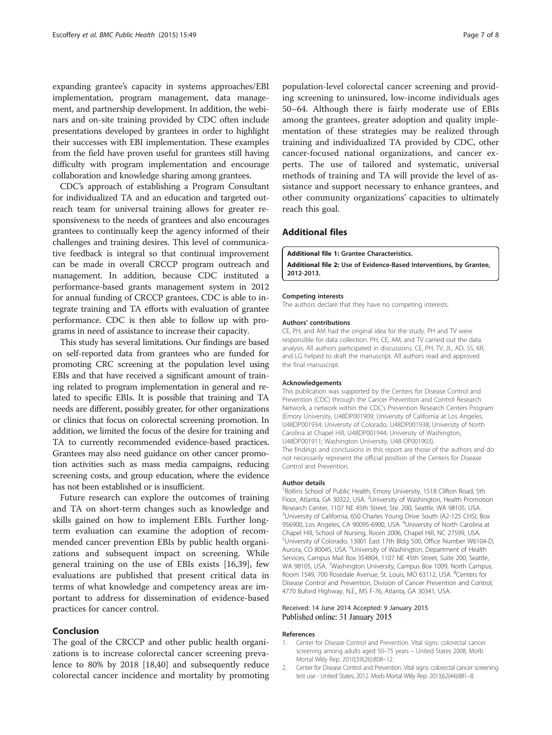expanding grantee's capacity in systems approaches/EBI implementation, program management, data management, and partnership development. In addition, the webinars and on-site training provided by CDC often include presentations developed by grantees in order to highlight their successes with EBI implementation. These examples from the field have proven useful for grantees still having difficulty with program implementation and encourage collaboration and knowledge sharing among grantees.

CDC's approach of establishing a Program Consultant for individualized TA and an education and targeted outreach team for universal training allows for greater responsiveness to the needs of grantees and also encourages grantees to continually keep the agency informed of their challenges and training desires. This level of communicative feedback is integral so that continual improvement can be made in overall CRCCP program outreach and management. In addition, because CDC instituted a performance-based grants management system in 2012 for annual funding of CRCCP grantees, CDC is able to integrate training and TA efforts with evaluation of grantee performance. CDC is then able to follow up with programs in need of assistance to increase their capacity.

This study has several limitations. Our findings are based on self-reported data from grantees who are funded for promoting CRC screening at the population level using EBIs and that have received a significant amount of training related to program implementation in general and related to specific EBIs. It is possible that training and TA needs are different, possibly greater, for other organizations or clinics that focus on colorectal screening promotion. In addition, we limited the focus of the desire for training and TA to currently recommended evidence-based practices. Grantees may also need guidance on other cancer promotion activities such as mass media campaigns, reducing screening costs, and group education, where the evidence has not been established or is insufficient.

Future research can explore the outcomes of training and TA on short-term changes such as knowledge and skills gained on how to implement EBIs. Further long-term evaluation can examine the adoption of recommended cancer prevention EBIs by public health organizations and subsequent impact on screening. While general training on the use of EBIs exists [16,39], few evaluations are published that present critical data in terms of what knowledge and competency areas are important to address for dissemination of evidence-based practices for cancer control.

## Conclusion

The goal of the CRCCP and other public health organizations is to increase colorectal cancer screening prevalence to 80% by 2018 [18,40] and subsequently reduce colorectal cancer incidence and mortality by promoting population-level colorectal cancer screening and providing screening to uninsured, low-income individuals ages 50–64. Although there is fairly moderate use of EBIs among the grantees, greater adoption and quality implementation of these strategies may be realized through training and individualized TA provided by CDC, other cancer-focused national organizations, and cancer experts. The use of tailored and systematic, universal methods of training and TA will provide the level of assistance and support necessary to enhance grantees, and other community organizations' capacities to ultimately reach this goal.

## Additional files

**Additional file 1: Grantee Characteristics.**

**Additional file 2: Use of Evidence-Based Interventions, by Grantee, 2012-2013.**

#### Competing interests

The authors declare that they have no competing interests.

#### Authors' contributions

CE, PH, and AM had the original idea for the study. PH and TV were responsible for data collection. PH, CE, AM, and TV carried out the data analysis. All authors participated in discussions. CE, PH, TV, JL, AD, SS, KR, and LG helped to draft the manuscript. All authors read and approved the final manuscript.

#### Acknowledgements

This publication was supported by the Centers for Disease Control and Prevention (CDC) through the Cancer Prevention and Control Research Network, a network within the CDC's Prevention Research Centers Program (Emory University, U48DP001909; University of California at Los Angeles, U48DP001934; University of Colorado, U48DP001938; University of North Carolina at Chapel Hill, U48DP001944; University of Washington, U48DP001911; Washington University, U48-DP001903).
The findings and conclusions in this report are those of the authors and do not necessarily represent the official position of the Centers for Disease Control and Prevention.

#### Author details

[1]Rollins School of Public Health, Emory University, 1518 Clifton Road, 5th Floor, Atlanta, GA 30322, USA. [2]University of Washington, Health Promotion Research Center, 1107 NE 45th Street, Ste. 200, Seattle, WA 98105, USA. [3]University of California, 650 Charles Young Drive South (A2-125 CHS), Box 956900, Los Angeles, CA 90095-6900, USA. [4]University of North Carolina at Chapel Hill, School of Nursing, Room 2006, Chapel Hill, NC 27599, USA. [5]University of Colorado, 13001 East 17th Bldg 500, Office Number W6104-D, Aurora, CO 80045, USA. [6]University of Washington, Department of Health Services, Campus Mail Box 354804, 1107 NE 45th Street, Suite 200, Seattle, WA 98105, USA. [7]Washington University, Campus Box 1009, North Campus, Room 1549, 700 Rosedale Avenue, St. Louis, MO 63112, USA. [8]Centers for Disease Control and Prevention, Division of Cancer Prevention and Control, 4770 Buford Highway, N.E., MS F-76, Atlanta, GA 30341, USA.

Received: 14 June 2014 Accepted: 9 January 2015
Published online: 31 January 2015

#### References

1. Center for Disease Control and Prevention. Vital signs: colorectal cancer screening among adults aged 50–75 years – United States 2008. Morb Mortal Wkly Rep. 2010;59(26):808–12.
2. Center for Disease Control and Prevention. Vital signs: colorectal cancer screening test use - United States, 2012. Morb Mortal Wkly Rep. 2013;62(44):881–8.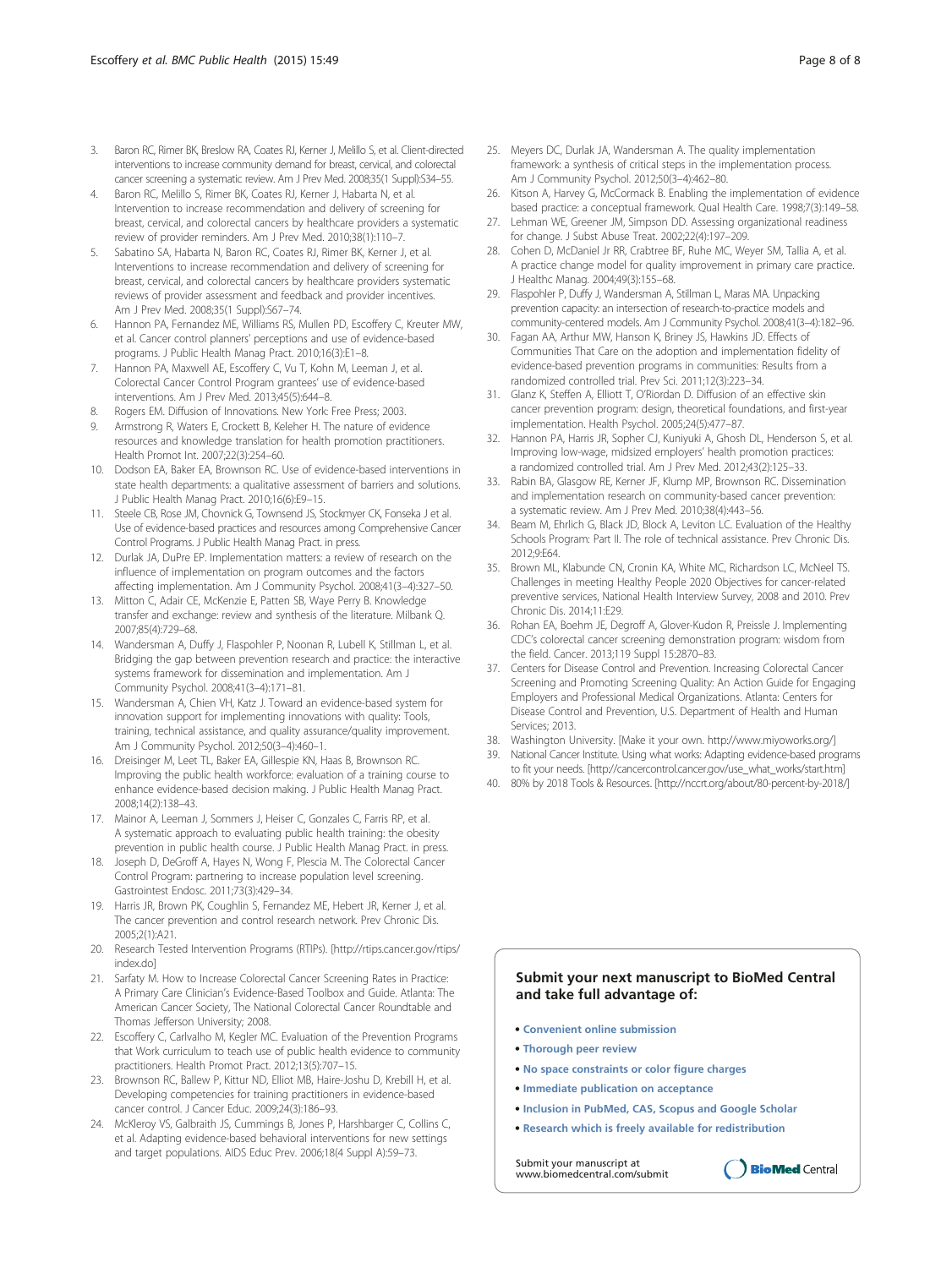3. Baron RC, Rimer BK, Breslow RA, Coates RJ, Kerner J, Melillo S, et al. Client-directed interventions to increase community demand for breast, cervical, and colorectal cancer screening a systematic review. Am J Prev Med. 2008;35(1 Suppl):S34–55.
4. Baron RC, Melillo S, Rimer BK, Coates RJ, Kerner J, Habarta N, et al. Intervention to increase recommendation and delivery of screening for breast, cervical, and colorectal cancers by healthcare providers a systematic review of provider reminders. Am J Prev Med. 2010;38(1):110–7.
5. Sabatino SA, Habarta N, Baron RC, Coates RJ, Rimer BK, Kerner J, et al. Interventions to increase recommendation and delivery of screening for breast, cervical, and colorectal cancers by healthcare providers systematic reviews of provider assessment and feedback and provider incentives. Am J Prev Med. 2008;35(1 Suppl):S67–74.
6. Hannon PA, Fernandez ME, Williams RS, Mullen PD, Escoffery C, Kreuter MW, et al. Cancer control planners' perceptions and use of evidence-based programs. J Public Health Manag Pract. 2010;16(3):E1–8.
7. Hannon PA, Maxwell AE, Escoffery C, Vu T, Kohn M, Leeman J, et al. Colorectal Cancer Control Program grantees' use of evidence-based interventions. Am J Prev Med. 2013;45(5):644–8.
8. Rogers EM. Diffusion of Innovations. New York: Free Press; 2003.
9. Armstrong R, Waters E, Crockett B, Keleher H. The nature of evidence resources and knowledge translation for health promotion practitioners. Health Promot Int. 2007;22(3):254–60.
10. Dodson EA, Baker EA, Brownson RC. Use of evidence-based interventions in state health departments: a qualitative assessment of barriers and solutions. J Public Health Manag Pract. 2010;16(6):E9–15.
11. Steele CB, Rose JM, Chovnick G, Townsend JS, Stockmyer CK, Fonseka J et al. Use of evidence-based practices and resources among Comprehensive Cancer Control Programs. J Public Health Manag Pract. in press.
12. Durlak JA, DuPre EP. Implementation matters: a review of research on the influence of implementation on program outcomes and the factors affecting implementation. Am J Community Psychol. 2008;41(3–4):327–50.
13. Mitton C, Adair CE, McKenzie E, Patten SB, Waye Perry B. Knowledge transfer and exchange: review and synthesis of the literature. Milbank Q. 2007;85(4):729–68.
14. Wandersman A, Duffy J, Flaspohler P, Noonan R, Lubell K, Stillman L, et al. Bridging the gap between prevention research and practice: the interactive systems framework for dissemination and implementation. Am J Community Psychol. 2008;41(3–4):171–81.
15. Wandersman A, Chien VH, Katz J. Toward an evidence-based system for innovation support for implementing innovations with quality: Tools, training, technical assistance, and quality assurance/quality improvement. Am J Community Psychol. 2012;50(3–4):460–1.
16. Dreisinger M, Leet TL, Baker EA, Gillespie KN, Haas B, Brownson RC. Improving the public health workforce: evaluation of a training course to enhance evidence-based decision making. J Public Health Manag Pract. 2008;14(2):138–43.
17. Mainor A, Leeman J, Sommers J, Heiser C, Gonzales C, Farris RP, et al. A systematic approach to evaluating public health training: the obesity prevention in public health course. J Public Health Manag Pract. in press.
18. Joseph D, DeGroff A, Hayes N, Wong F, Plescia M. The Colorectal Cancer Control Program: partnering to increase population level screening. Gastrointest Endosc. 2011;73(3):429–34.
19. Harris JR, Brown PK, Coughlin S, Fernandez ME, Hebert JR, Kerner J, et al. The cancer prevention and control research network. Prev Chronic Dis. 2005;2(1):A21.
20. Research Tested Intervention Programs (RTIPs). [http://rtips.cancer.gov/rtips/index.do]
21. Sarfaty M. How to Increase Colorectal Cancer Screening Rates in Practice: A Primary Care Clinician's Evidence-Based Toolbox and Guide. Atlanta: The American Cancer Society, The National Colorectal Cancer Roundtable and Thomas Jefferson University; 2008.
22. Escoffery C, Carlvalho M, Kegler MC. Evaluation of the Prevention Programs that Work curriculum to teach use of public health evidence to community practitioners. Health Promot Pract. 2012;13(5):707–15.
23. Brownson RC, Ballew P, Kittur ND, Elliot MB, Haire-Joshu D, Krebill H, et al. Developing competencies for training practitioners in evidence-based cancer control. J Cancer Educ. 2009;24(3):186–93.
24. McKleroy VS, Galbraith JS, Cummings B, Jones P, Harshbarger C, Collins C, et al. Adapting evidence-based behavioral interventions for new settings and target populations. AIDS Educ Prev. 2006;18(4 Suppl A):59–73.
25. Meyers DC, Durlak JA, Wandersman A. The quality implementation framework: a synthesis of critical steps in the implementation process. Am J Community Psychol. 2012;50(3–4):462–80.
26. Kitson A, Harvey G, McCormack B. Enabling the implementation of evidence based practice: a conceptual framework. Qual Health Care. 1998;7(3):149–58.
27. Lehman WE, Greener JM, Simpson DD. Assessing organizational readiness for change. J Subst Abuse Treat. 2002;22(4):197–209.
28. Cohen D, McDaniel Jr RR, Crabtree BF, Ruhe MC, Weyer SM, Tallia A, et al. A practice change model for quality improvement in primary care practice. J Healthc Manag. 2004;49(3):155–68.
29. Flaspohler P, Duffy J, Wandersman A, Stillman L, Maras MA. Unpacking prevention capacity: an intersection of research-to-practice models and community-centered models. Am J Community Psychol. 2008;41(3–4):182–96.
30. Fagan AA, Arthur MW, Hanson K, Briney JS, Hawkins JD. Effects of Communities That Care on the adoption and implementation fidelity of evidence-based prevention programs in communities: Results from a randomized controlled trial. Prev Sci. 2011;12(3):223–34.
31. Glanz K, Steffen A, Elliott T, O'Riordan D. Diffusion of an effective skin cancer prevention program: design, theoretical foundations, and first-year implementation. Health Psychol. 2005;24(5):477–87.
32. Hannon PA, Harris JR, Sopher CJ, Kuniyuki A, Ghosh DL, Henderson S, et al. Improving low-wage, midsized employers' health promotion practices: a randomized controlled trial. Am J Prev Med. 2012;43(2):125–33.
33. Rabin BA, Glasgow RE, Kerner JF, Klump MP, Brownson RC. Dissemination and implementation research on community-based cancer prevention: a systematic review. Am J Prev Med. 2010;38(4):443–56.
34. Beam M, Ehrlich G, Black JD, Block A, Leviton LC. Evaluation of the Healthy Schools Program: Part II. The role of technical assistance. Prev Chronic Dis. 2012;9:E64.
35. Brown ML, Klabunde CN, Cronin KA, White MC, Richardson LC, McNeel TS. Challenges in meeting Healthy People 2020 Objectives for cancer-related preventive services, National Health Interview Survey, 2008 and 2010. Prev Chronic Dis. 2014;11:E29.
36. Rohan EA, Boehm JE, Degroff A, Glover-Kudon R, Preissle J. Implementing CDC's colorectal cancer screening demonstration program: wisdom from the field. Cancer. 2013;119 Suppl 15:2870–83.
37. Centers for Disease Control and Prevention. Increasing Colorectal Cancer Screening and Promoting Screening Quality: An Action Guide for Engaging Employers and Professional Medical Organizations. Atlanta: Centers for Disease Control and Prevention, U.S. Department of Health and Human Services; 2013.
38. Washington University. [Make it your own. http://www.miyoworks.org/]
39. National Cancer Institute. Using what works: Adapting evidence-based programs to fit your needs. [http://cancercontrol.cancer.gov/use_what_works/start.htm]
40. 80% by 2018 Tools & Resources. [http://nccrt.org/about/80-percent-by-2018/]

**Submit your next manuscript to BioMed Central and take full advantage of:**

- **Convenient online submission**
- **Thorough peer review**
- **No space constraints or color figure charges**
- **Immediate publication on acceptance**
- **Inclusion in PubMed, CAS, Scopus and Google Scholar**
- **Research which is freely available for redistribution**

Submit your manuscript at
www.biomedcentral.com/submit

BioMed Central